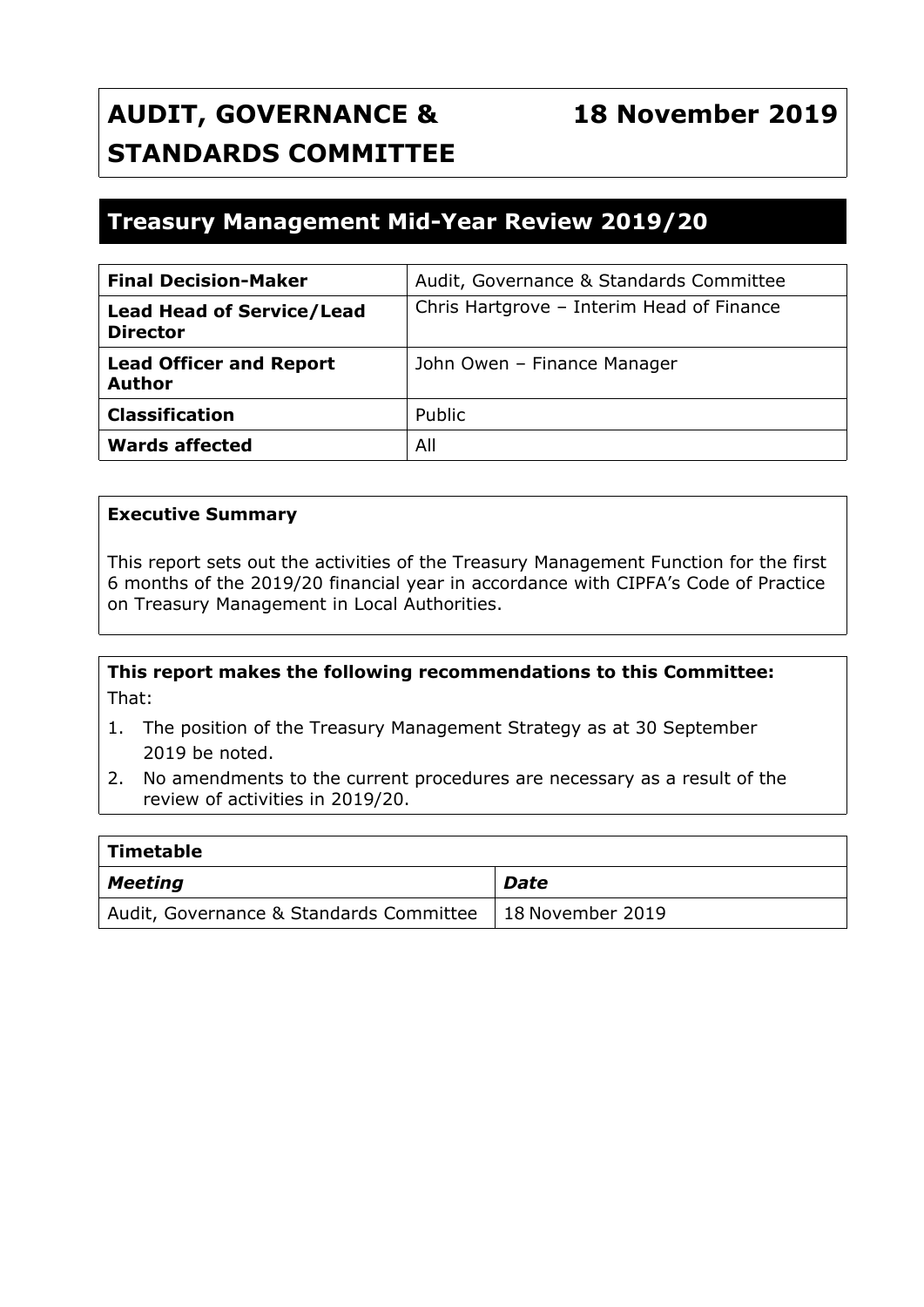# AUDIT, GOVERNANCE & STANDARDS COMMITTEE

**18 November 2019**

## Treasury Management Mid-Year Review 2019/20

| | |
|---|---|
| **Final Decision-Maker** | Audit, Governance & Standards Committee |
| **Lead Head of Service/Lead Director** | Chris Hartgrove – Interim Head of Finance |
| **Lead Officer and Report Author** | John Owen – Finance Manager |
| **Classification** | Public |
| **Wards affected** | All |

**Executive Summary**

This report sets out the activities of the Treasury Management Function for the first 6 months of the 2019/20 financial year in accordance with CIPFA's Code of Practice on Treasury Management in Local Authorities.

**This report makes the following recommendations to this Committee:**

That:

1. The position of the Treasury Management Strategy as at 30 September 2019 be noted.
2. No amendments to the current procedures are necessary as a result of the review of activities in 2019/20.

| **Timetable** | |
|---|---|
| ***Meeting*** | ***Date*** |
| Audit, Governance & Standards Committee | 18 November 2019 |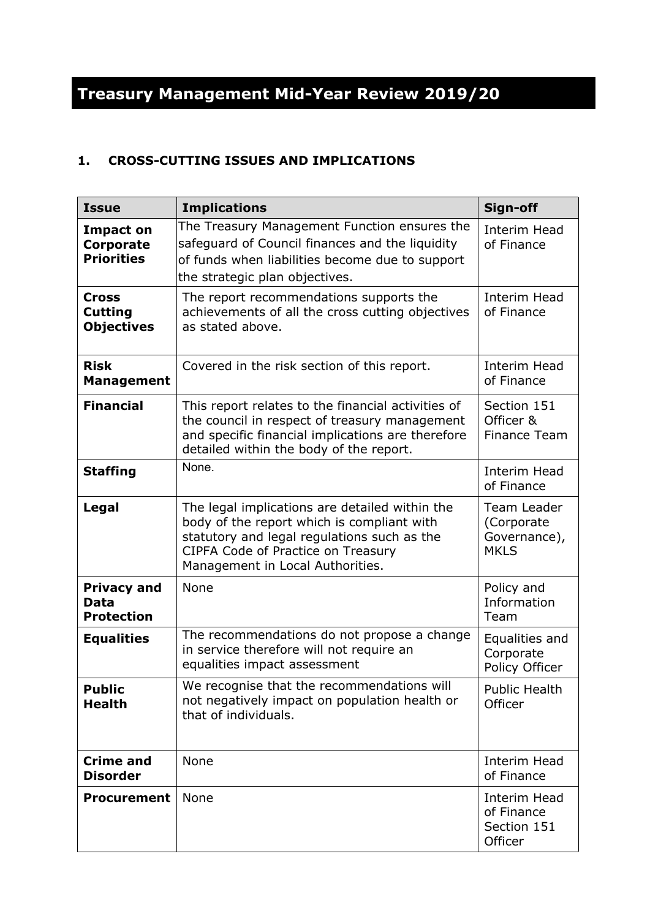# Treasury Management Mid-Year Review 2019/20

## 1. CROSS-CUTTING ISSUES AND IMPLICATIONS

| Issue | Implications | Sign-off |
|---|---|---|
| **Impact on Corporate Priorities** | The Treasury Management Function ensures the safeguard of Council finances and the liquidity of funds when liabilities become due to support the strategic plan objectives. | Interim Head of Finance |
| **Cross Cutting Objectives** | The report recommendations supports the achievements of all the cross cutting objectives as stated above. | Interim Head of Finance |
| **Risk Management** | Covered in the risk section of this report. | Interim Head of Finance |
| **Financial** | This report relates to the financial activities of the council in respect of treasury management and specific financial implications are therefore detailed within the body of the report. | Section 151 Officer & Finance Team |
| **Staffing** | None. | Interim Head of Finance |
| **Legal** | The legal implications are detailed within the body of the report which is compliant with statutory and legal regulations such as the CIPFA Code of Practice on Treasury Management in Local Authorities. | Team Leader (Corporate Governance), MKLS |
| **Privacy and Data Protection** | None | Policy and Information Team |
| **Equalities** | The recommendations do not propose a change in service therefore will not require an equalities impact assessment | Equalities and Corporate Policy Officer |
| **Public Health** | We recognise that the recommendations will not negatively impact on population health or that of individuals. | Public Health Officer |
| **Crime and Disorder** | None | Interim Head of Finance |
| **Procurement** | None | Interim Head of Finance Section 151 Officer |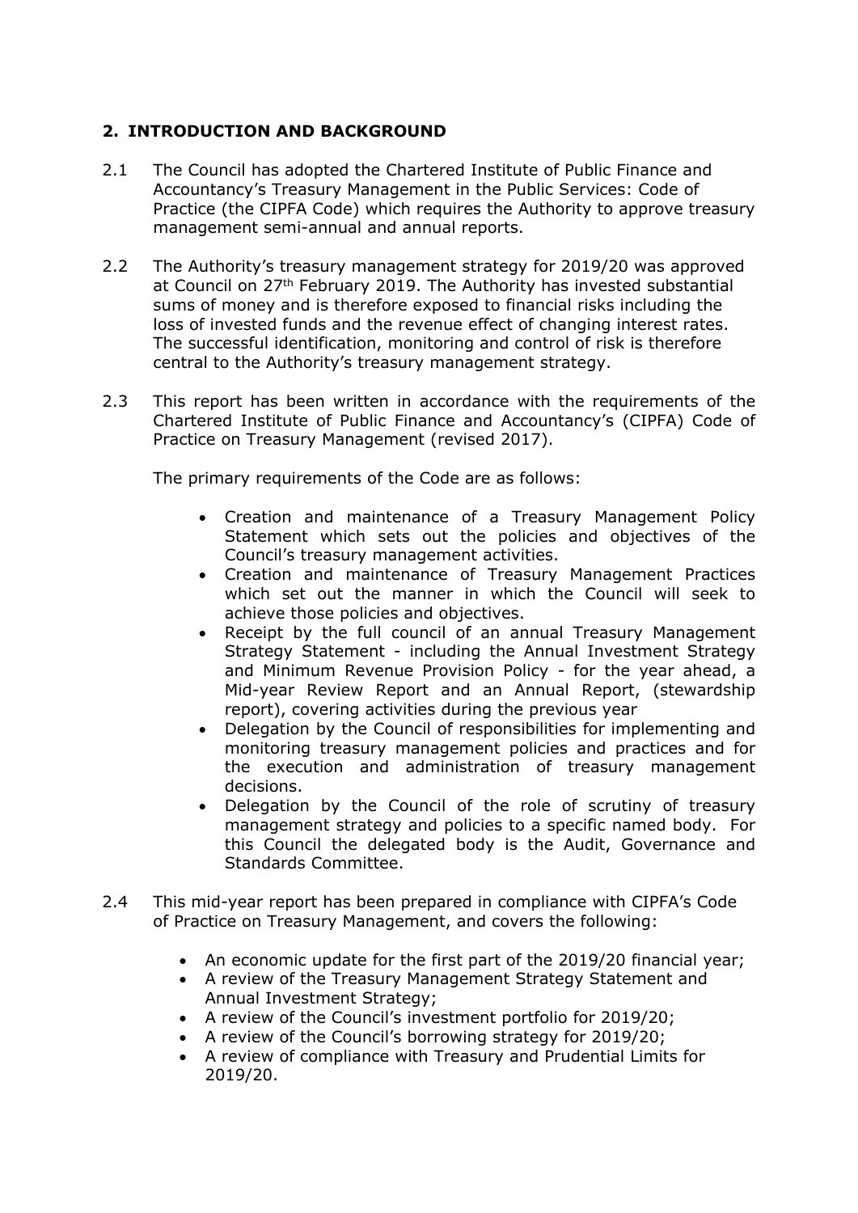## 2. INTRODUCTION AND BACKGROUND

2.1 The Council has adopted the Chartered Institute of Public Finance and Accountancy's Treasury Management in the Public Services: Code of Practice (the CIPFA Code) which requires the Authority to approve treasury management semi-annual and annual reports.

2.2 The Authority's treasury management strategy for 2019/20 was approved at Council on 27th February 2019. The Authority has invested substantial sums of money and is therefore exposed to financial risks including the loss of invested funds and the revenue effect of changing interest rates. The successful identification, monitoring and control of risk is therefore central to the Authority's treasury management strategy.

2.3 This report has been written in accordance with the requirements of the Chartered Institute of Public Finance and Accountancy's (CIPFA) Code of Practice on Treasury Management (revised 2017).

The primary requirements of the Code are as follows:

- Creation and maintenance of a Treasury Management Policy Statement which sets out the policies and objectives of the Council's treasury management activities.
- Creation and maintenance of Treasury Management Practices which set out the manner in which the Council will seek to achieve those policies and objectives.
- Receipt by the full council of an annual Treasury Management Strategy Statement - including the Annual Investment Strategy and Minimum Revenue Provision Policy - for the year ahead, a Mid-year Review Report and an Annual Report, (stewardship report), covering activities during the previous year
- Delegation by the Council of responsibilities for implementing and monitoring treasury management policies and practices and for the execution and administration of treasury management decisions.
- Delegation by the Council of the role of scrutiny of treasury management strategy and policies to a specific named body. For this Council the delegated body is the Audit, Governance and Standards Committee.

2.4 This mid-year report has been prepared in compliance with CIPFA's Code of Practice on Treasury Management, and covers the following:

- An economic update for the first part of the 2019/20 financial year;
- A review of the Treasury Management Strategy Statement and Annual Investment Strategy;
- A review of the Council's investment portfolio for 2019/20;
- A review of the Council's borrowing strategy for 2019/20;
- A review of compliance with Treasury and Prudential Limits for 2019/20.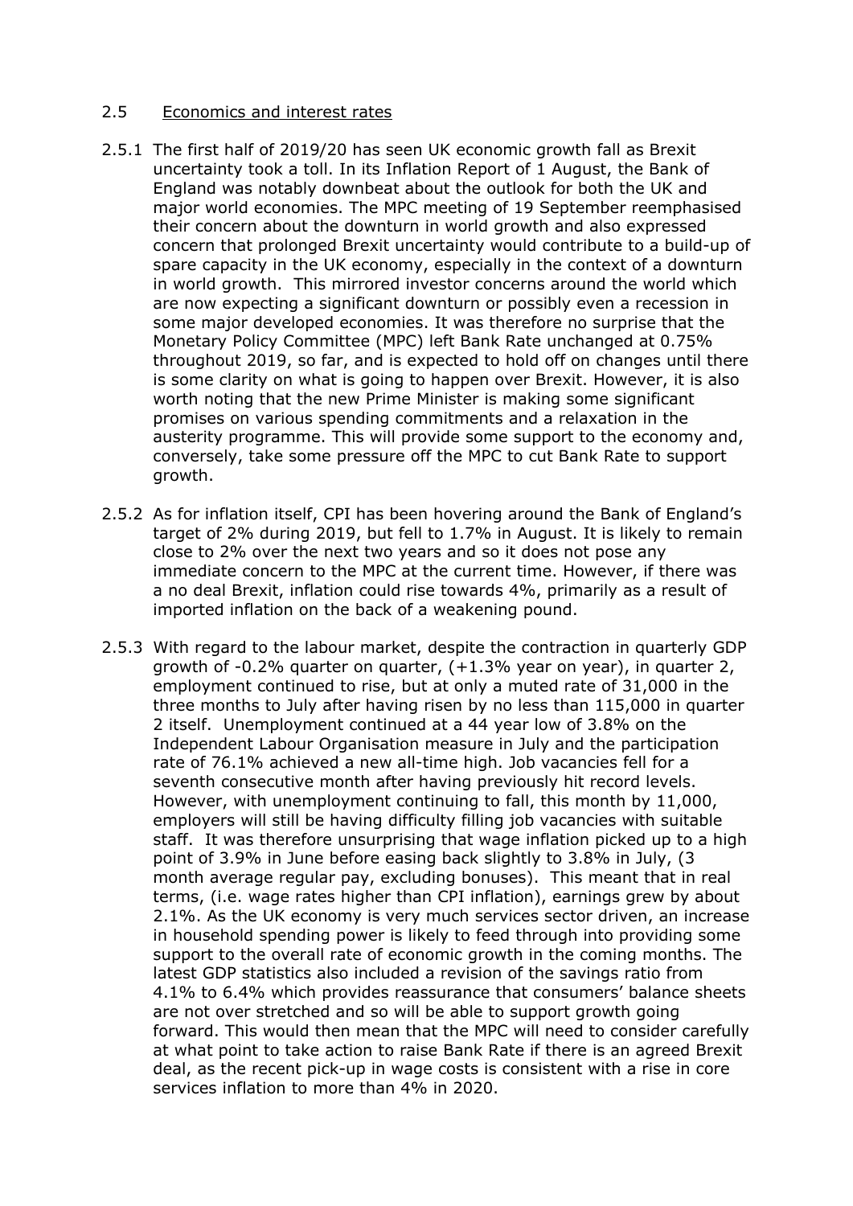## 2.5 Economics and interest rates

2.5.1 The first half of 2019/20 has seen UK economic growth fall as Brexit uncertainty took a toll. In its Inflation Report of 1 August, the Bank of England was notably downbeat about the outlook for both the UK and major world economies. The MPC meeting of 19 September reemphasised their concern about the downturn in world growth and also expressed concern that prolonged Brexit uncertainty would contribute to a build-up of spare capacity in the UK economy, especially in the context of a downturn in world growth. This mirrored investor concerns around the world which are now expecting a significant downturn or possibly even a recession in some major developed economies. It was therefore no surprise that the Monetary Policy Committee (MPC) left Bank Rate unchanged at 0.75% throughout 2019, so far, and is expected to hold off on changes until there is some clarity on what is going to happen over Brexit. However, it is also worth noting that the new Prime Minister is making some significant promises on various spending commitments and a relaxation in the austerity programme. This will provide some support to the economy and, conversely, take some pressure off the MPC to cut Bank Rate to support growth.

2.5.2 As for inflation itself, CPI has been hovering around the Bank of England's target of 2% during 2019, but fell to 1.7% in August. It is likely to remain close to 2% over the next two years and so it does not pose any immediate concern to the MPC at the current time. However, if there was a no deal Brexit, inflation could rise towards 4%, primarily as a result of imported inflation on the back of a weakening pound.

2.5.3 With regard to the labour market, despite the contraction in quarterly GDP growth of -0.2% quarter on quarter, (+1.3% year on year), in quarter 2, employment continued to rise, but at only a muted rate of 31,000 in the three months to July after having risen by no less than 115,000 in quarter 2 itself. Unemployment continued at a 44 year low of 3.8% on the Independent Labour Organisation measure in July and the participation rate of 76.1% achieved a new all-time high. Job vacancies fell for a seventh consecutive month after having previously hit record levels. However, with unemployment continuing to fall, this month by 11,000, employers will still be having difficulty filling job vacancies with suitable staff. It was therefore unsurprising that wage inflation picked up to a high point of 3.9% in June before easing back slightly to 3.8% in July, (3 month average regular pay, excluding bonuses). This meant that in real terms, (i.e. wage rates higher than CPI inflation), earnings grew by about 2.1%. As the UK economy is very much services sector driven, an increase in household spending power is likely to feed through into providing some support to the overall rate of economic growth in the coming months. The latest GDP statistics also included a revision of the savings ratio from 4.1% to 6.4% which provides reassurance that consumers' balance sheets are not over stretched and so will be able to support growth going forward. This would then mean that the MPC will need to consider carefully at what point to take action to raise Bank Rate if there is an agreed Brexit deal, as the recent pick-up in wage costs is consistent with a rise in core services inflation to more than 4% in 2020.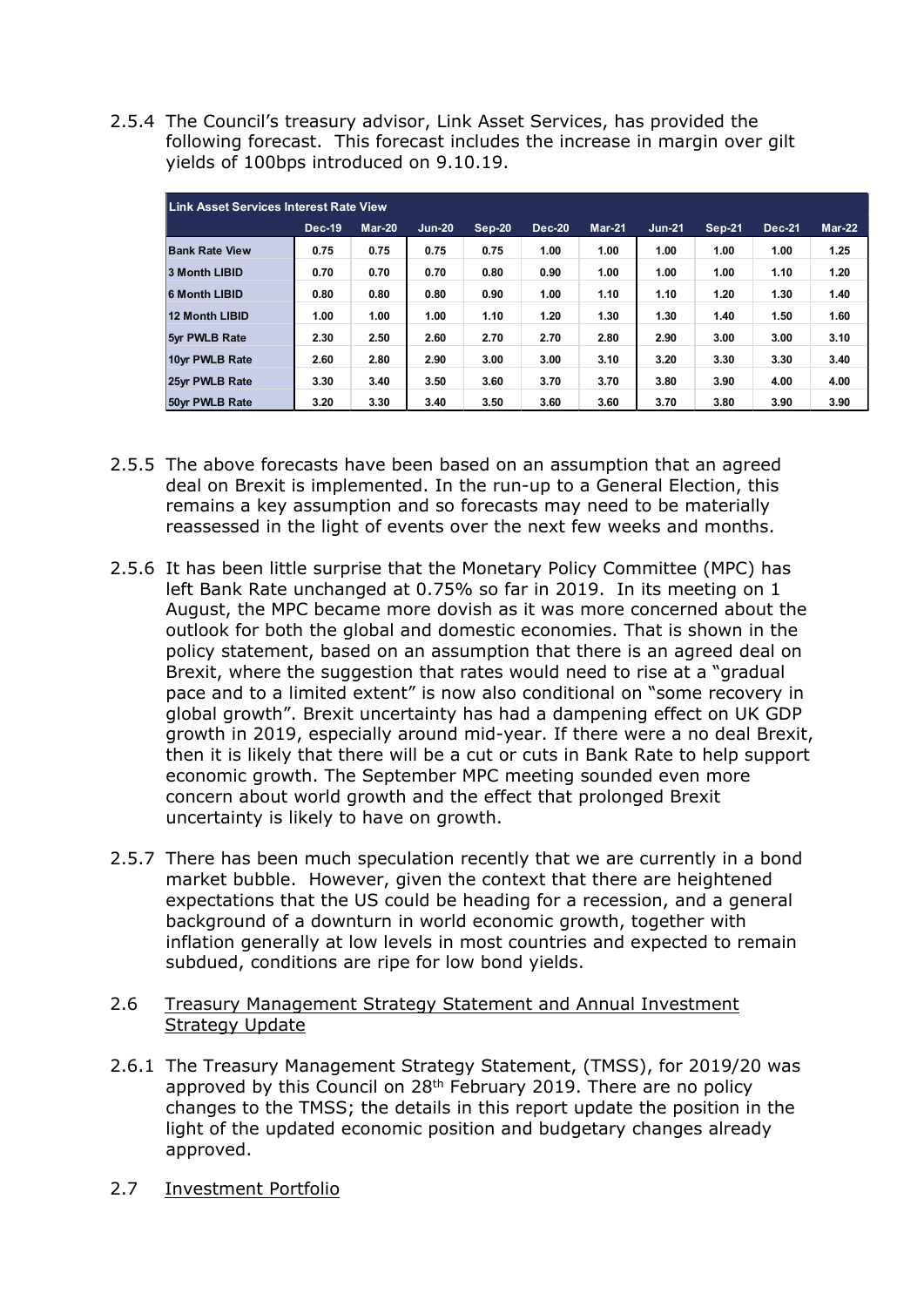2.5.4 The Council's treasury advisor, Link Asset Services, has provided the following forecast. This forecast includes the increase in margin over gilt yields of 100bps introduced on 9.10.19.

| Link Asset Services Interest Rate View | | | | | | | | | | |
|---|---|---|---|---|---|---|---|---|---|---|
| | Dec-19 | Mar-20 | Jun-20 | Sep-20 | Dec-20 | Mar-21 | Jun-21 | Sep-21 | Dec-21 | Mar-22 |
| Bank Rate View | 0.75 | 0.75 | 0.75 | 0.75 | 1.00 | 1.00 | 1.00 | 1.00 | 1.00 | 1.25 |
| 3 Month LIBID | 0.70 | 0.70 | 0.70 | 0.80 | 0.90 | 1.00 | 1.00 | 1.00 | 1.10 | 1.20 |
| 6 Month LIBID | 0.80 | 0.80 | 0.80 | 0.90 | 1.00 | 1.10 | 1.10 | 1.20 | 1.30 | 1.40 |
| 12 Month LIBID | 1.00 | 1.00 | 1.00 | 1.10 | 1.20 | 1.30 | 1.30 | 1.40 | 1.50 | 1.60 |
| 5yr PWLB Rate | 2.30 | 2.50 | 2.60 | 2.70 | 2.70 | 2.80 | 2.90 | 3.00 | 3.00 | 3.10 |
| 10yr PWLB Rate | 2.60 | 2.80 | 2.90 | 3.00 | 3.00 | 3.10 | 3.20 | 3.30 | 3.30 | 3.40 |
| 25yr PWLB Rate | 3.30 | 3.40 | 3.50 | 3.60 | 3.70 | 3.70 | 3.80 | 3.90 | 4.00 | 4.00 |
| 50yr PWLB Rate | 3.20 | 3.30 | 3.40 | 3.50 | 3.60 | 3.60 | 3.70 | 3.80 | 3.90 | 3.90 |

2.5.5 The above forecasts have been based on an assumption that an agreed deal on Brexit is implemented. In the run-up to a General Election, this remains a key assumption and so forecasts may need to be materially reassessed in the light of events over the next few weeks and months.

2.5.6 It has been little surprise that the Monetary Policy Committee (MPC) has left Bank Rate unchanged at 0.75% so far in 2019. In its meeting on 1 August, the MPC became more dovish as it was more concerned about the outlook for both the global and domestic economies. That is shown in the policy statement, based on an assumption that there is an agreed deal on Brexit, where the suggestion that rates would need to rise at a "gradual pace and to a limited extent" is now also conditional on "some recovery in global growth". Brexit uncertainty has had a dampening effect on UK GDP growth in 2019, especially around mid-year. If there were a no deal Brexit, then it is likely that there will be a cut or cuts in Bank Rate to help support economic growth. The September MPC meeting sounded even more concern about world growth and the effect that prolonged Brexit uncertainty is likely to have on growth.

2.5.7 There has been much speculation recently that we are currently in a bond market bubble. However, given the context that there are heightened expectations that the US could be heading for a recession, and a general background of a downturn in world economic growth, together with inflation generally at low levels in most countries and expected to remain subdued, conditions are ripe for low bond yields.

## 2.6 Treasury Management Strategy Statement and Annual Investment Strategy Update

2.6.1 The Treasury Management Strategy Statement, (TMSS), for 2019/20 was approved by this Council on 28th February 2019. There are no policy changes to the TMSS; the details in this report update the position in the light of the updated economic position and budgetary changes already approved.

## 2.7 Investment Portfolio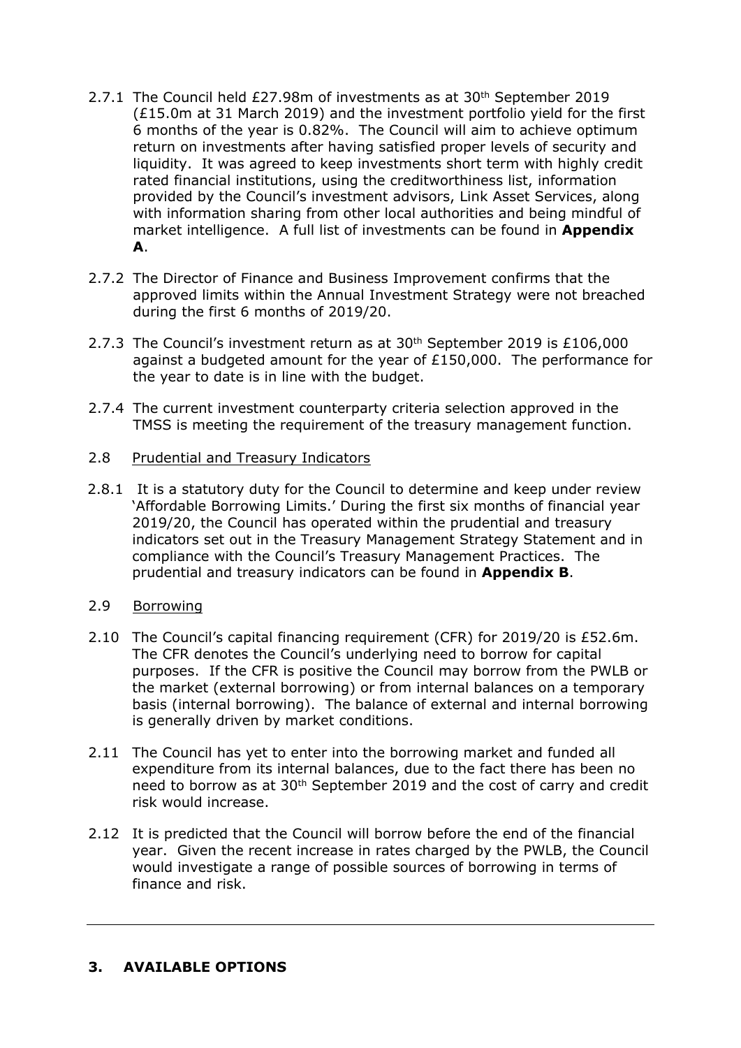2.7.1 The Council held £27.98m of investments as at 30th September 2019 (£15.0m at 31 March 2019) and the investment portfolio yield for the first 6 months of the year is 0.82%. The Council will aim to achieve optimum return on investments after having satisfied proper levels of security and liquidity. It was agreed to keep investments short term with highly credit rated financial institutions, using the creditworthiness list, information provided by the Council's investment advisors, Link Asset Services, along with information sharing from other local authorities and being mindful of market intelligence. A full list of investments can be found in **Appendix A**.

2.7.2 The Director of Finance and Business Improvement confirms that the approved limits within the Annual Investment Strategy were not breached during the first 6 months of 2019/20.

2.7.3 The Council's investment return as at 30th September 2019 is £106,000 against a budgeted amount for the year of £150,000. The performance for the year to date is in line with the budget.

2.7.4 The current investment counterparty criteria selection approved in the TMSS is meeting the requirement of the treasury management function.

2.8 Prudential and Treasury Indicators

2.8.1 It is a statutory duty for the Council to determine and keep under review 'Affordable Borrowing Limits.' During the first six months of financial year 2019/20, the Council has operated within the prudential and treasury indicators set out in the Treasury Management Strategy Statement and in compliance with the Council's Treasury Management Practices. The prudential and treasury indicators can be found in **Appendix B**.

2.9 Borrowing

2.10 The Council's capital financing requirement (CFR) for 2019/20 is £52.6m. The CFR denotes the Council's underlying need to borrow for capital purposes. If the CFR is positive the Council may borrow from the PWLB or the market (external borrowing) or from internal balances on a temporary basis (internal borrowing). The balance of external and internal borrowing is generally driven by market conditions.

2.11 The Council has yet to enter into the borrowing market and funded all expenditure from its internal balances, due to the fact there has been no need to borrow as at 30th September 2019 and the cost of carry and credit risk would increase.

2.12 It is predicted that the Council will borrow before the end of the financial year. Given the recent increase in rates charged by the PWLB, the Council would investigate a range of possible sources of borrowing in terms of finance and risk.

---

## 3. AVAILABLE OPTIONS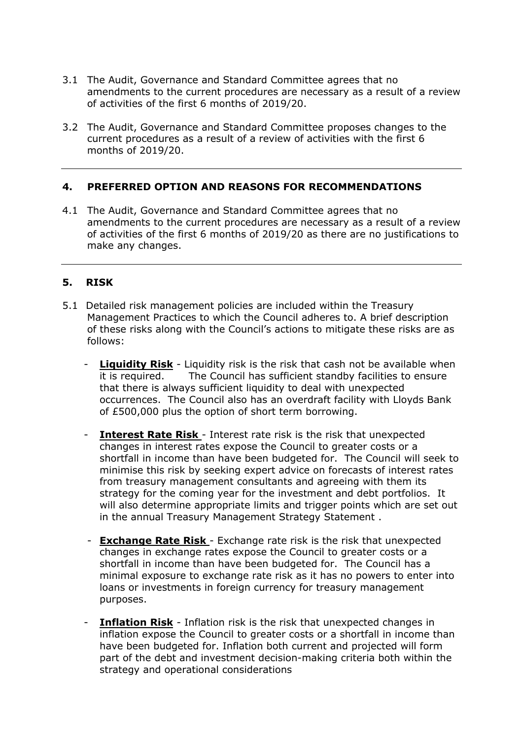3.1 The Audit, Governance and Standard Committee agrees that no amendments to the current procedures are necessary as a result of a review of activities of the first 6 months of 2019/20.

3.2 The Audit, Governance and Standard Committee proposes changes to the current procedures as a result of a review of activities with the first 6 months of 2019/20.

---

## 4. PREFERRED OPTION AND REASONS FOR RECOMMENDATIONS

4.1 The Audit, Governance and Standard Committee agrees that no amendments to the current procedures are necessary as a result of a review of activities of the first 6 months of 2019/20 as there are no justifications to make any changes.

---

## 5. RISK

5.1 Detailed risk management policies are included within the Treasury Management Practices to which the Council adheres to. A brief description of these risks along with the Council's actions to mitigate these risks are as follows:

- **Liquidity Risk** - Liquidity risk is the risk that cash not be available when it is required. The Council has sufficient standby facilities to ensure that there is always sufficient liquidity to deal with unexpected occurrences. The Council also has an overdraft facility with Lloyds Bank of £500,000 plus the option of short term borrowing.

- **Interest Rate Risk** - Interest rate risk is the risk that unexpected changes in interest rates expose the Council to greater costs or a shortfall in income than have been budgeted for. The Council will seek to minimise this risk by seeking expert advice on forecasts of interest rates from treasury management consultants and agreeing with them its strategy for the coming year for the investment and debt portfolios. It will also determine appropriate limits and trigger points which are set out in the annual Treasury Management Strategy Statement .

- **Exchange Rate Risk** - Exchange rate risk is the risk that unexpected changes in exchange rates expose the Council to greater costs or a shortfall in income than have been budgeted for. The Council has a minimal exposure to exchange rate risk as it has no powers to enter into loans or investments in foreign currency for treasury management purposes.

- **Inflation Risk** - Inflation risk is the risk that unexpected changes in inflation expose the Council to greater costs or a shortfall in income than have been budgeted for. Inflation both current and projected will form part of the debt and investment decision-making criteria both within the strategy and operational considerations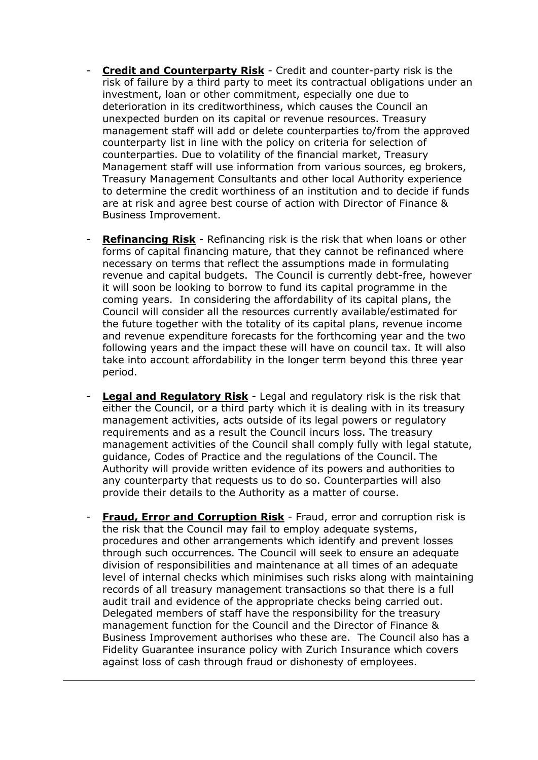- **Credit and Counterparty Risk** - Credit and counter-party risk is the risk of failure by a third party to meet its contractual obligations under an investment, loan or other commitment, especially one due to deterioration in its creditworthiness, which causes the Council an unexpected burden on its capital or revenue resources. Treasury management staff will add or delete counterparties to/from the approved counterparty list in line with the policy on criteria for selection of counterparties. Due to volatility of the financial market, Treasury Management staff will use information from various sources, eg brokers, Treasury Management Consultants and other local Authority experience to determine the credit worthiness of an institution and to decide if funds are at risk and agree best course of action with Director of Finance & Business Improvement.

- **Refinancing Risk** - Refinancing risk is the risk that when loans or other forms of capital financing mature, that they cannot be refinanced where necessary on terms that reflect the assumptions made in formulating revenue and capital budgets. The Council is currently debt-free, however it will soon be looking to borrow to fund its capital programme in the coming years. In considering the affordability of its capital plans, the Council will consider all the resources currently available/estimated for the future together with the totality of its capital plans, revenue income and revenue expenditure forecasts for the forthcoming year and the two following years and the impact these will have on council tax. It will also take into account affordability in the longer term beyond this three year period.

- **Legal and Regulatory Risk** - Legal and regulatory risk is the risk that either the Council, or a third party which it is dealing with in its treasury management activities, acts outside of its legal powers or regulatory requirements and as a result the Council incurs loss. The treasury management activities of the Council shall comply fully with legal statute, guidance, Codes of Practice and the regulations of the Council. The Authority will provide written evidence of its powers and authorities to any counterparty that requests us to do so. Counterparties will also provide their details to the Authority as a matter of course.

- **Fraud, Error and Corruption Risk** - Fraud, error and corruption risk is the risk that the Council may fail to employ adequate systems, procedures and other arrangements which identify and prevent losses through such occurrences. The Council will seek to ensure an adequate division of responsibilities and maintenance at all times of an adequate level of internal checks which minimises such risks along with maintaining records of all treasury management transactions so that there is a full audit trail and evidence of the appropriate checks being carried out. Delegated members of staff have the responsibility for the treasury management function for the Council and the Director of Finance & Business Improvement authorises who these are. The Council also has a Fidelity Guarantee insurance policy with Zurich Insurance which covers against loss of cash through fraud or dishonesty of employees.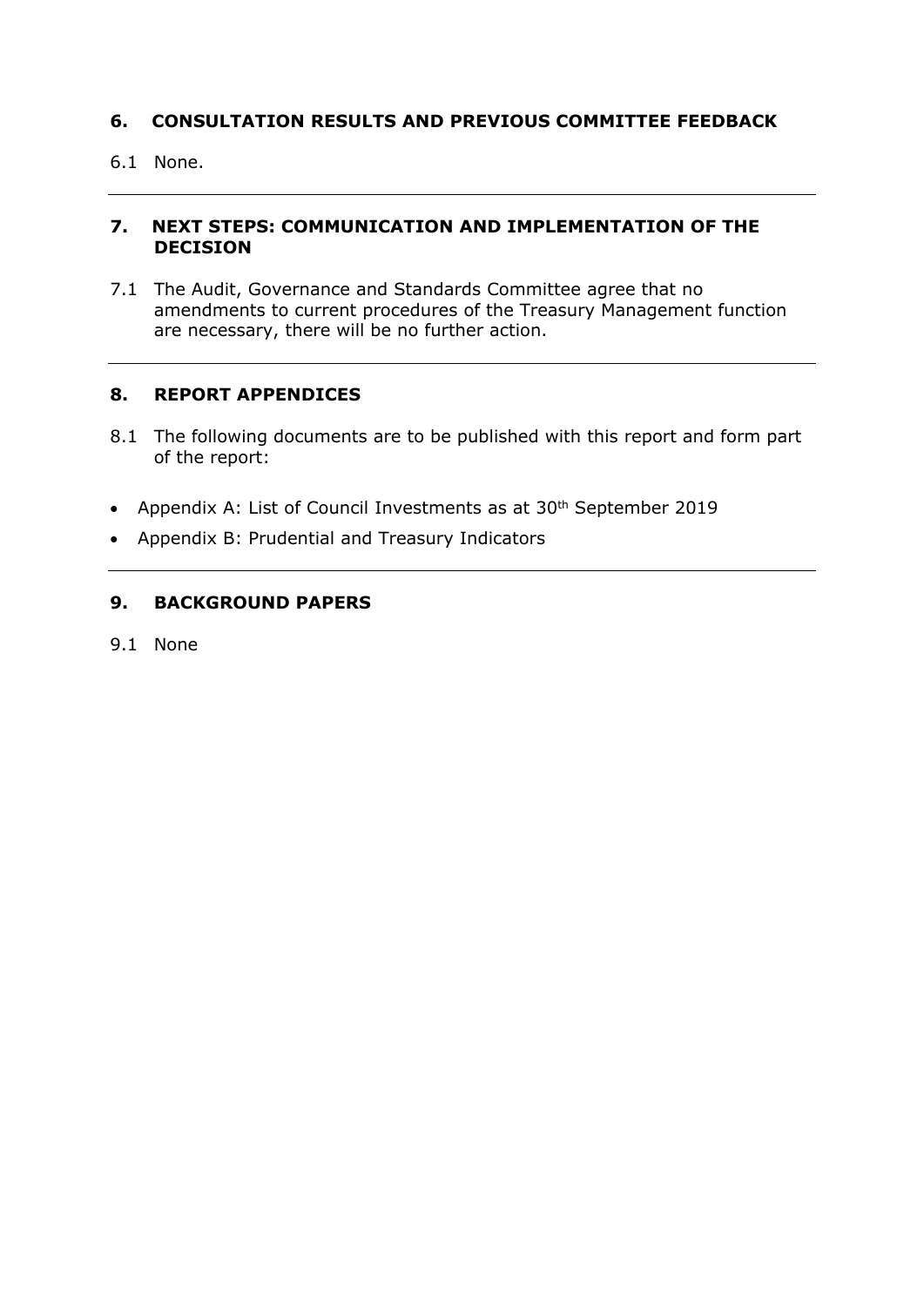## 6. CONSULTATION RESULTS AND PREVIOUS COMMITTEE FEEDBACK

6.1 None.

---

## 7. NEXT STEPS: COMMUNICATION AND IMPLEMENTATION OF THE DECISION

7.1 The Audit, Governance and Standards Committee agree that no amendments to current procedures of the Treasury Management function are necessary, there will be no further action.

---

## 8. REPORT APPENDICES

8.1 The following documents are to be published with this report and form part of the report:

- Appendix A: List of Council Investments as at 30th September 2019
- Appendix B: Prudential and Treasury Indicators

---

## 9. BACKGROUND PAPERS

9.1 None